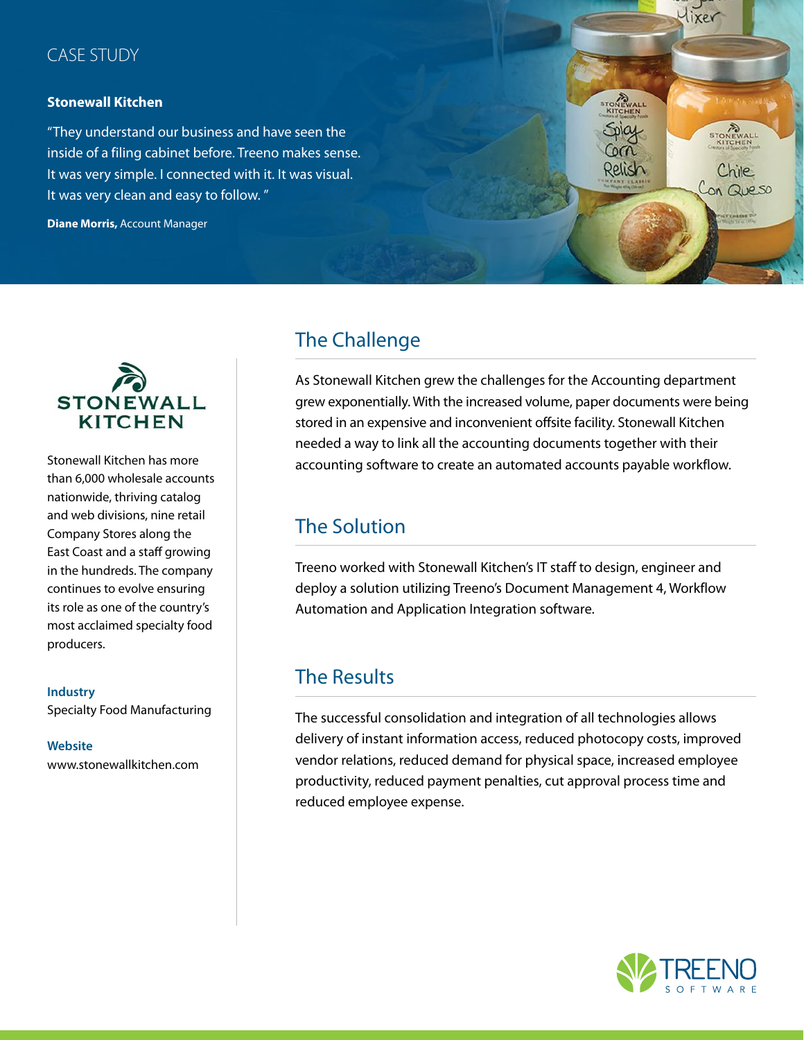CASE STUDY

**Stonewall Kitchen**

"They understand our business and have seen the inside of a filing cabinet before. Treeno makes sense. It was very simple. I connected with it. It was visual. It was very clean and easy to follow. "

**Diane Morris,** Account Manager

Stonewall Kitchen has more than 6,000 wholesale accounts nationwide, thriving catalog and web divisions, nine retail Company Stores along the East Coast and a staff growing in the hundreds. The company continues to evolve ensuring its role as one of the country's most acclaimed specialty food producers.

**Industry**
Specialty Food Manufacturing

**Website**
www.stonewallkitchen.com

## The Challenge

As Stonewall Kitchen grew the challenges for the Accounting department grew exponentially. With the increased volume, paper documents were being stored in an expensive and inconvenient offsite facility. Stonewall Kitchen needed a way to link all the accounting documents together with their accounting software to create an automated accounts payable workflow.

## The Solution

Treeno worked with Stonewall Kitchen's IT staff to design, engineer and deploy a solution utilizing Treeno's Document Management 4, Workflow Automation and Application Integration software.

## The Results

The successful consolidation and integration of all technologies allows delivery of instant information access, reduced photocopy costs, improved vendor relations, reduced demand for physical space, increased employee productivity, reduced payment penalties, cut approval process time and reduced employee expense.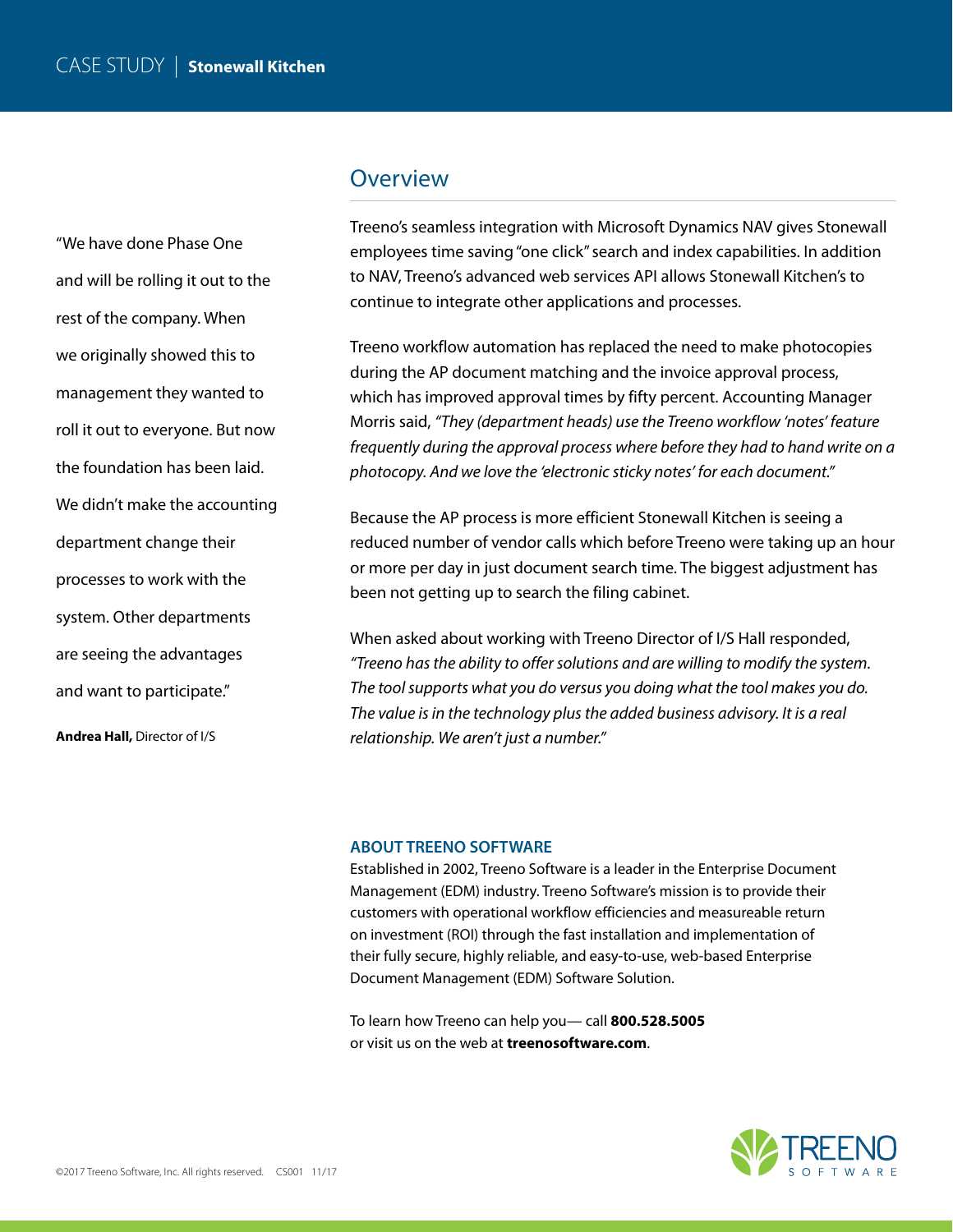“We have done Phase One and will be rolling it out to the rest of the company. When we originally showed this to management they wanted to roll it out to everyone. But now the foundation has been laid. We didn’t make the accounting department change their processes to work with the system. Other departments are seeing the advantages and want to participate.”

**Andrea Hall,** Director of I/S

## Overview

Treeno’s seamless integration with Microsoft Dynamics NAV gives Stonewall employees time saving “one click” search and index capabilities. In addition to NAV, Treeno’s advanced web services API allows Stonewall Kitchen’s to continue to integrate other applications and processes.

Treeno workflow automation has replaced the need to make photocopies during the AP document matching and the invoice approval process, which has improved approval times by fifty percent. Accounting Manager Morris said, *“They (department heads) use the Treeno workflow ‘notes’ feature frequently during the approval process where before they had to hand write on a photocopy. And we love the ‘electronic sticky notes’ for each document.”*

Because the AP process is more efficient Stonewall Kitchen is seeing a reduced number of vendor calls which before Treeno were taking up an hour or more per day in just document search time. The biggest adjustment has been not getting up to search the filing cabinet.

When asked about working with Treeno Director of I/S Hall responded, *“Treeno has the ability to offer solutions and are willing to modify the system. The tool supports what you do versus you doing what the tool makes you do. The value is in the technology plus the added business advisory. It is a real relationship. We aren’t just a number.”*

### ABOUT TREENO SOFTWARE

Established in 2002, Treeno Software is a leader in the Enterprise Document Management (EDM) industry. Treeno Software’s mission is to provide their customers with operational workflow efficiencies and measureable return on investment (ROI) through the fast installation and implementation of their fully secure, highly reliable, and easy-to-use, web-based Enterprise Document Management (EDM) Software Solution.

To learn how Treeno can help you— call **800.528.5005**
or visit us on the web at **treenosoftware.com**.

©2017 Treeno Software, Inc. All rights reserved. CS001 11/17